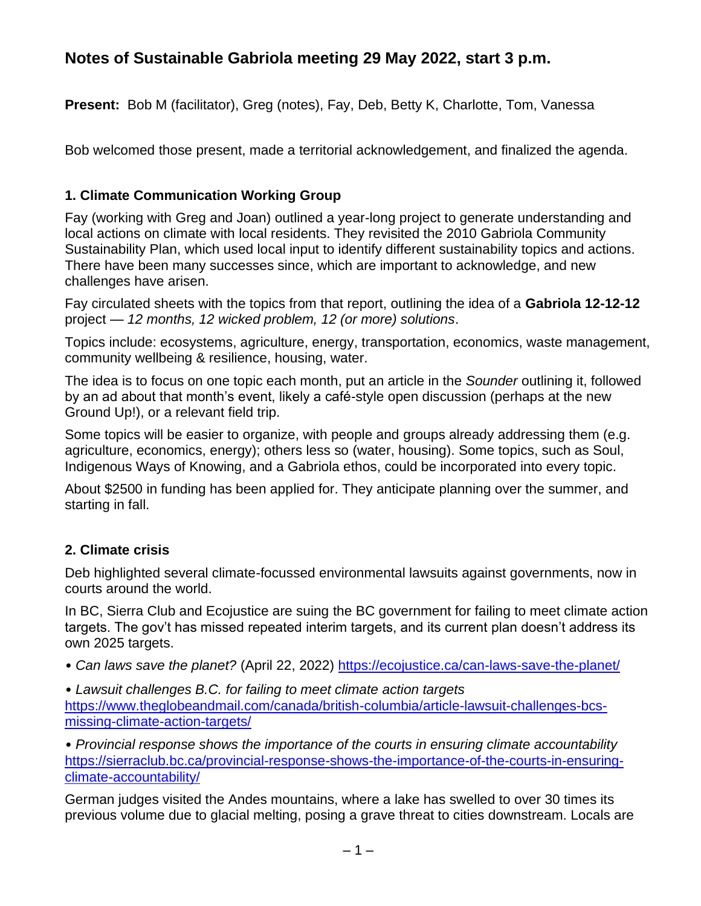# Notes of Sustainable Gabriola meeting 29 May 2022, start 3 p.m.

**Present:** Bob M (facilitator), Greg (notes), Fay, Deb, Betty K, Charlotte, Tom, Vanessa

Bob welcomed those present, made a territorial acknowledgement, and finalized the agenda.

### 1. Climate Communication Working Group

Fay (working with Greg and Joan) outlined a year-long project to generate understanding and local actions on climate with local residents. They revisited the 2010 Gabriola Community Sustainability Plan, which used local input to identify different sustainability topics and actions. There have been many successes since, which are important to acknowledge, and new challenges have arisen.

Fay circulated sheets with the topics from that report, outlining the idea of a **Gabriola 12-12-12** project — *12 months, 12 wicked problem, 12 (or more) solutions*.

Topics include: ecosystems, agriculture, energy, transportation, economics, waste management, community wellbeing & resilience, housing, water.

The idea is to focus on one topic each month, put an article in the *Sounder* outlining it, followed by an ad about that month's event, likely a café-style open discussion (perhaps at the new Ground Up!), or a relevant field trip.

Some topics will be easier to organize, with people and groups already addressing them (e.g. agriculture, economics, energy); others less so (water, housing). Some topics, such as Soul, Indigenous Ways of Knowing, and a Gabriola ethos, could be incorporated into every topic.

About $2500 in funding has been applied for. They anticipate planning over the summer, and starting in fall.

### 2. Climate crisis

Deb highlighted several climate-focussed environmental lawsuits against governments, now in courts around the world.

In BC, Sierra Club and Ecojustice are suing the BC government for failing to meet climate action targets. The gov't has missed repeated interim targets, and its current plan doesn't address its own 2025 targets.

- *Can laws save the planet?* (April 22, 2022) https://ecojustice.ca/can-laws-save-the-planet/
- *Lawsuit challenges B.C. for failing to meet climate action targets* https://www.theglobeandmail.com/canada/british-columbia/article-lawsuit-challenges-bcs-missing-climate-action-targets/
- *Provincial response shows the importance of the courts in ensuring climate accountability* https://sierraclub.bc.ca/provincial-response-shows-the-importance-of-the-courts-in-ensuring-climate-accountability/

German judges visited the Andes mountains, where a lake has swelled to over 30 times its previous volume due to glacial melting, posing a grave threat to cities downstream. Locals are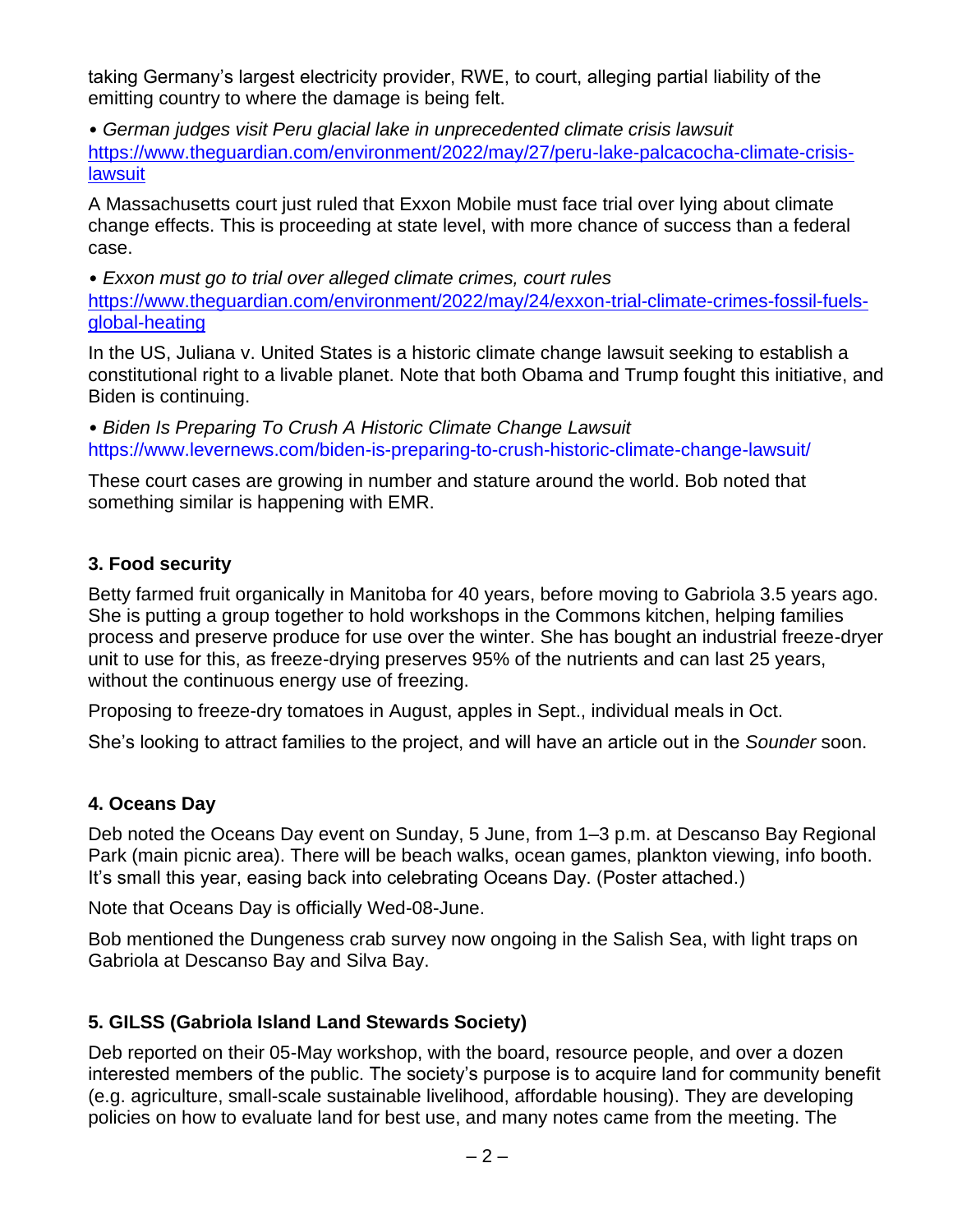taking Germany's largest electricity provider, RWE, to court, alleging partial liability of the emitting country to where the damage is being felt.

• *German judges visit Peru glacial lake in unprecedented climate crisis lawsuit*
https://www.theguardian.com/environment/2022/may/27/peru-lake-palcacocha-climate-crisis-lawsuit

A Massachusetts court just ruled that Exxon Mobile must face trial over lying about climate change effects. This is proceeding at state level, with more chance of success than a federal case.

• *Exxon must go to trial over alleged climate crimes, court rules*
https://www.theguardian.com/environment/2022/may/24/exxon-trial-climate-crimes-fossil-fuels-global-heating

In the US, Juliana v. United States is a historic climate change lawsuit seeking to establish a constitutional right to a livable planet. Note that both Obama and Trump fought this initiative, and Biden is continuing.

• *Biden Is Preparing To Crush A Historic Climate Change Lawsuit*
https://www.levernews.com/biden-is-preparing-to-crush-historic-climate-change-lawsuit/

These court cases are growing in number and stature around the world. Bob noted that something similar is happening with EMR.

### 3. Food security

Betty farmed fruit organically in Manitoba for 40 years, before moving to Gabriola 3.5 years ago. She is putting a group together to hold workshops in the Commons kitchen, helping families process and preserve produce for use over the winter. She has bought an industrial freeze-dryer unit to use for this, as freeze-drying preserves 95% of the nutrients and can last 25 years, without the continuous energy use of freezing.

Proposing to freeze-dry tomatoes in August, apples in Sept., individual meals in Oct.

She's looking to attract families to the project, and will have an article out in the *Sounder* soon.

### 4. Oceans Day

Deb noted the Oceans Day event on Sunday, 5 June, from 1–3 p.m. at Descanso Bay Regional Park (main picnic area). There will be beach walks, ocean games, plankton viewing, info booth. It's small this year, easing back into celebrating Oceans Day. (Poster attached.)

Note that Oceans Day is officially Wed-08-June.

Bob mentioned the Dungeness crab survey now ongoing in the Salish Sea, with light traps on Gabriola at Descanso Bay and Silva Bay.

### 5. GILSS (Gabriola Island Land Stewards Society)

Deb reported on their 05-May workshop, with the board, resource people, and over a dozen interested members of the public. The society's purpose is to acquire land for community benefit (e.g. agriculture, small-scale sustainable livelihood, affordable housing). They are developing policies on how to evaluate land for best use, and many notes came from the meeting. The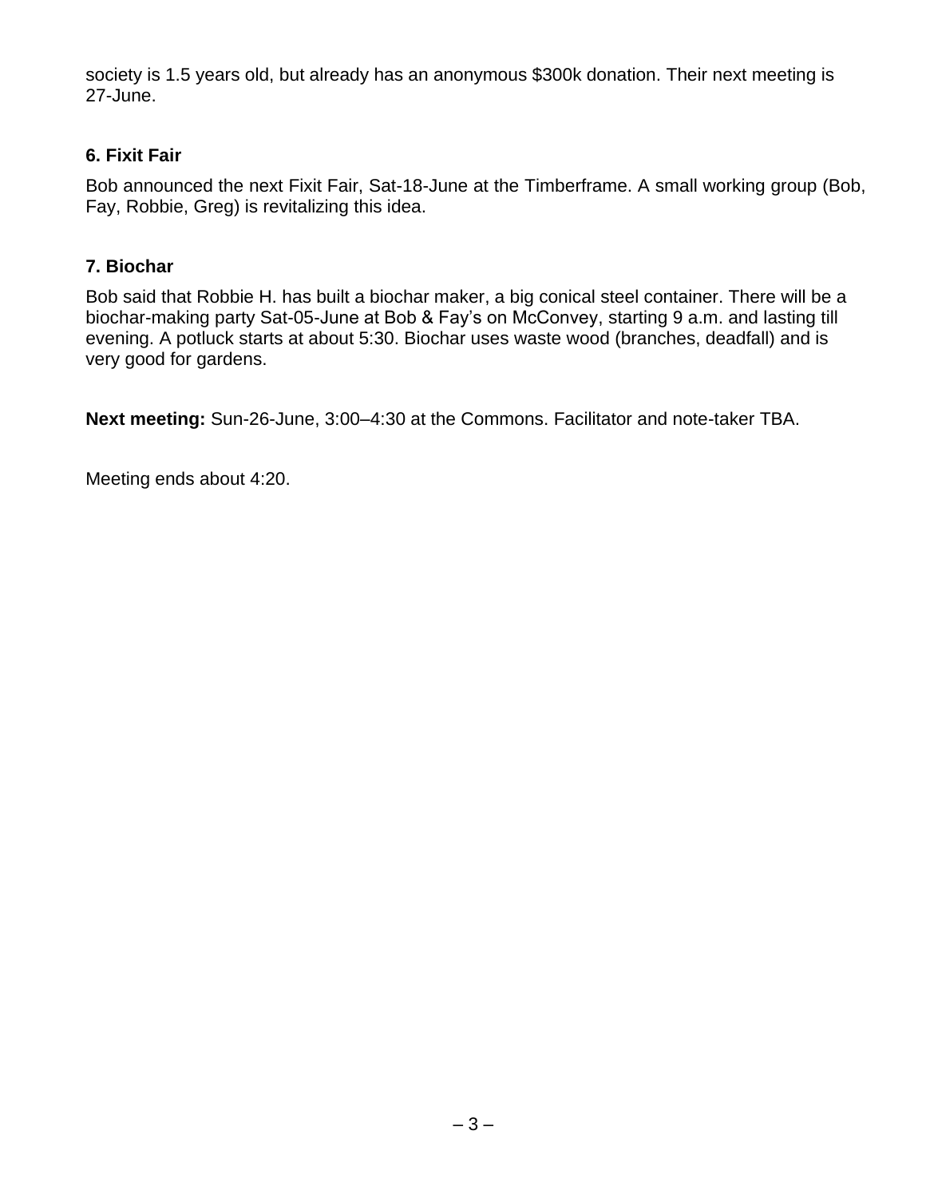society is 1.5 years old, but already has an anonymous $300k donation. Their next meeting is 27-June.

### 6. Fixit Fair

Bob announced the next Fixit Fair, Sat-18-June at the Timberframe. A small working group (Bob, Fay, Robbie, Greg) is revitalizing this idea.

### 7. Biochar

Bob said that Robbie H. has built a biochar maker, a big conical steel container. There will be a biochar-making party Sat-05-June at Bob & Fay's on McConvey, starting 9 a.m. and lasting till evening. A potluck starts at about 5:30. Biochar uses waste wood (branches, deadfall) and is very good for gardens.

**Next meeting:** Sun-26-June, 3:00–4:30 at the Commons. Facilitator and note-taker TBA.

Meeting ends about 4:20.